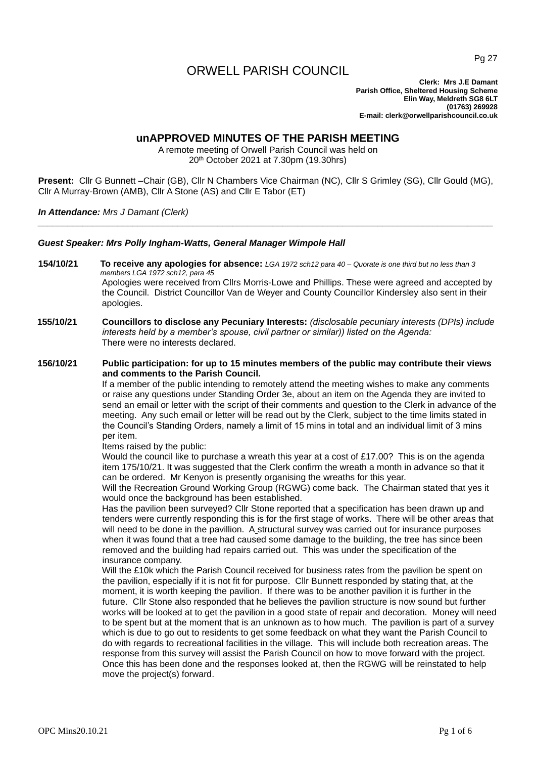# ORWELL PARISH COUNCIL

**Clerk: Mrs J.E Damant**
**Parish Office, Sheltered Housing Scheme**
**Elin Way, Meldreth SG8 6LT**
**(01763) 269928**
**E-mail: clerk@orwellparishcouncil.co.uk**

## unAPPROVED MINUTES OF THE PARISH MEETING

A remote meeting of Orwell Parish Council was held on
20th October 2021 at 7.30pm (19.30hrs)

**Present:** Cllr G Bunnett –Chair (GB), Cllr N Chambers Vice Chairman (NC), Cllr S Grimley (SG), Cllr Gould (MG), Cllr A Murray-Brown (AMB), Cllr A Stone (AS) and Cllr E Tabor (ET)

***In Attendance:*** *Mrs J Damant (Clerk)*

---

***Guest Speaker: Mrs Polly Ingham-Watts, General Manager Wimpole Hall***

**154/10/21** **To receive any apologies for absence:** *LGA 1972 sch12 para 40 – Quorate is one third but no less than 3 members LGA 1972 sch12, para 45*

Apologies were received from Cllrs Morris-Lowe and Phillips. These were agreed and accepted by the Council. District Councillor Van de Weyer and County Councillor Kindersley also sent in their apologies.

**155/10/21** **Councillors to disclose any Pecuniary Interests:** *(disclosable pecuniary interests (DPIs) include interests held by a member's spouse, civil partner or similar)) listed on the Agenda:*

There were no interests declared.

**156/10/21** **Public participation: for up to 15 minutes members of the public may contribute their views and comments to the Parish Council.**

If a member of the public intending to remotely attend the meeting wishes to make any comments or raise any questions under Standing Order 3e, about an item on the Agenda they are invited to send an email or letter with the script of their comments and question to the Clerk in advance of the meeting. Any such email or letter will be read out by the Clerk, subject to the time limits stated in the Council's Standing Orders, namely a limit of 15 mins in total and an individual limit of 3 mins per item.

Items raised by the public:

Would the council like to purchase a wreath this year at a cost of £17.00? This is on the agenda item 175/10/21. It was suggested that the Clerk confirm the wreath a month in advance so that it can be ordered. Mr Kenyon is presently organising the wreaths for this year.

Will the Recreation Ground Working Group (RGWG) come back. The Chairman stated that yes it would once the background has been established.

Has the pavilion been surveyed? Cllr Stone reported that a specification has been drawn up and tenders were currently responding this is for the first stage of works. There will be other areas that will need to be done in the pavillion. A structural survey was carried out for insurance purposes when it was found that a tree had caused some damage to the building, the tree has since been removed and the building had repairs carried out. This was under the specification of the insurance company.

Will the £10k which the Parish Council received for business rates from the pavilion be spent on the pavilion, especially if it is not fit for purpose. Cllr Bunnett responded by stating that, at the moment, it is worth keeping the pavilion. If there was to be another pavilion it is further in the future. Cllr Stone also responded that he believes the pavilion structure is now sound but further works will be looked at to get the pavilion in a good state of repair and decoration. Money will need to be spent but at the moment that is an unknown as to how much. The pavilion is part of a survey which is due to go out to residents to get some feedback on what they want the Parish Council to do with regards to recreational facilities in the village. This will include both recreation areas. The response from this survey will assist the Parish Council on how to move forward with the project. Once this has been done and the responses looked at, then the RGWG will be reinstated to help move the project(s) forward.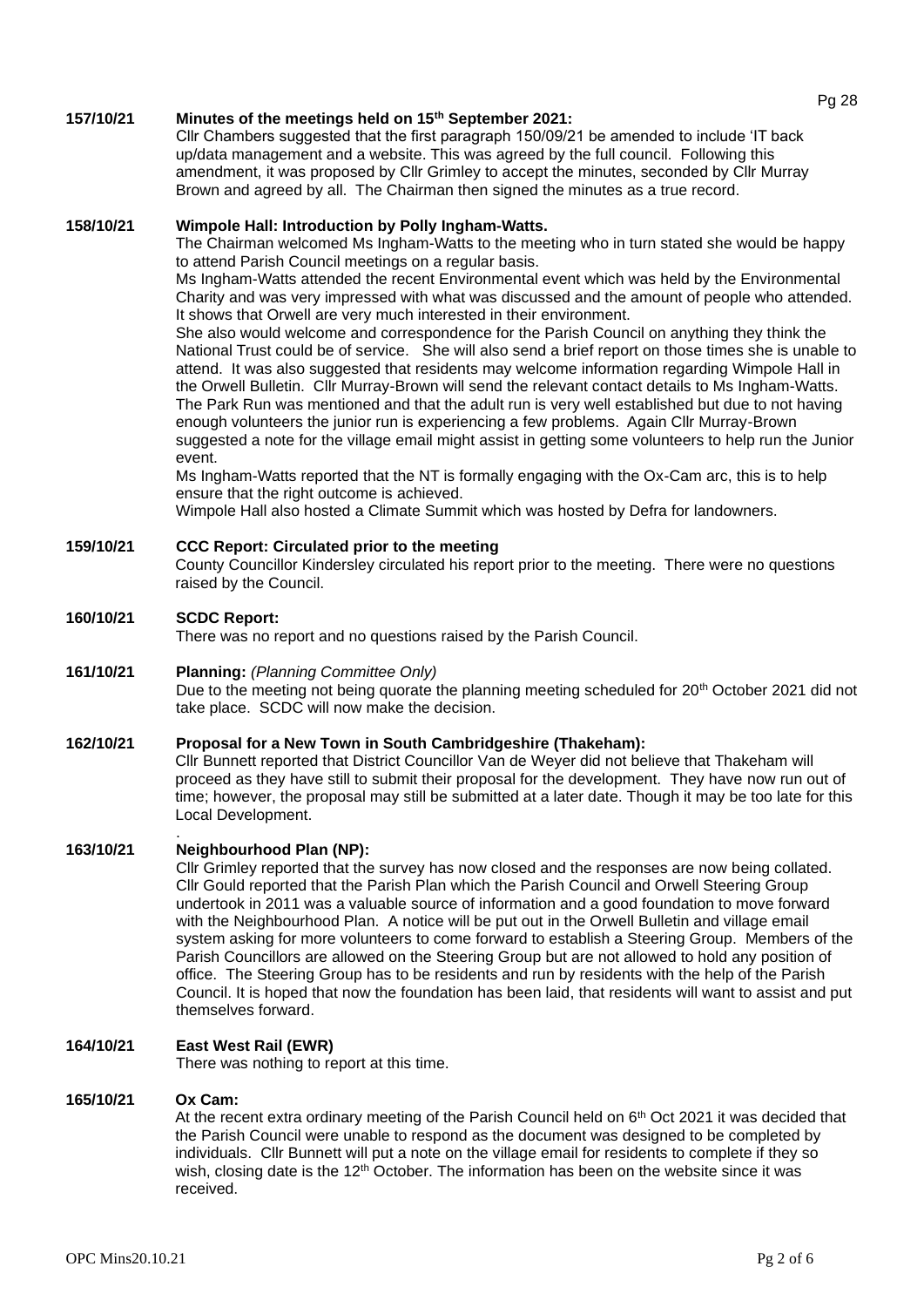**157/10/21 Minutes of the meetings held on 15th September 2021:**

Cllr Chambers suggested that the first paragraph 150/09/21 be amended to include 'IT back up/data management and a website. This was agreed by the full council. Following this amendment, it was proposed by Cllr Grimley to accept the minutes, seconded by Cllr Murray Brown and agreed by all. The Chairman then signed the minutes as a true record.

**158/10/21 Wimpole Hall: Introduction by Polly Ingham-Watts.**

The Chairman welcomed Ms Ingham-Watts to the meeting who in turn stated she would be happy to attend Parish Council meetings on a regular basis.

Ms Ingham-Watts attended the recent Environmental event which was held by the Environmental Charity and was very impressed with what was discussed and the amount of people who attended. It shows that Orwell are very much interested in their environment.

She also would welcome and correspondence for the Parish Council on anything they think the National Trust could be of service. She will also send a brief report on those times she is unable to attend. It was also suggested that residents may welcome information regarding Wimpole Hall in the Orwell Bulletin. Cllr Murray-Brown will send the relevant contact details to Ms Ingham-Watts. The Park Run was mentioned and that the adult run is very well established but due to not having enough volunteers the junior run is experiencing a few problems. Again Cllr Murray-Brown suggested a note for the village email might assist in getting some volunteers to help run the Junior event.

Ms Ingham-Watts reported that the NT is formally engaging with the Ox-Cam arc, this is to help ensure that the right outcome is achieved.

Wimpole Hall also hosted a Climate Summit which was hosted by Defra for landowners.

**159/10/21 CCC Report: Circulated prior to the meeting**

County Councillor Kindersley circulated his report prior to the meeting. There were no questions raised by the Council.

**160/10/21 SCDC Report:**

There was no report and no questions raised by the Parish Council.

**161/10/21 Planning:** *(Planning Committee Only)*

Due to the meeting not being quorate the planning meeting scheduled for 20th October 2021 did not take place. SCDC will now make the decision.

**162/10/21 Proposal for a New Town in South Cambridgeshire (Thakeham):**

Cllr Bunnett reported that District Councillor Van de Weyer did not believe that Thakeham will proceed as they have still to submit their proposal for the development. They have now run out of time; however, the proposal may still be submitted at a later date. Though it may be too late for this Local Development.

.

**163/10/21 Neighbourhood Plan (NP):**

Cllr Grimley reported that the survey has now closed and the responses are now being collated. Cllr Gould reported that the Parish Plan which the Parish Council and Orwell Steering Group undertook in 2011 was a valuable source of information and a good foundation to move forward with the Neighbourhood Plan. A notice will be put out in the Orwell Bulletin and village email system asking for more volunteers to come forward to establish a Steering Group. Members of the Parish Councillors are allowed on the Steering Group but are not allowed to hold any position of office. The Steering Group has to be residents and run by residents with the help of the Parish Council. It is hoped that now the foundation has been laid, that residents will want to assist and put themselves forward.

**164/10/21 East West Rail (EWR)**

There was nothing to report at this time.

**165/10/21 Ox Cam:**

At the recent extra ordinary meeting of the Parish Council held on 6th Oct 2021 it was decided that the Parish Council were unable to respond as the document was designed to be completed by individuals. Cllr Bunnett will put a note on the village email for residents to complete if they so wish, closing date is the 12th October. The information has been on the website since it was received.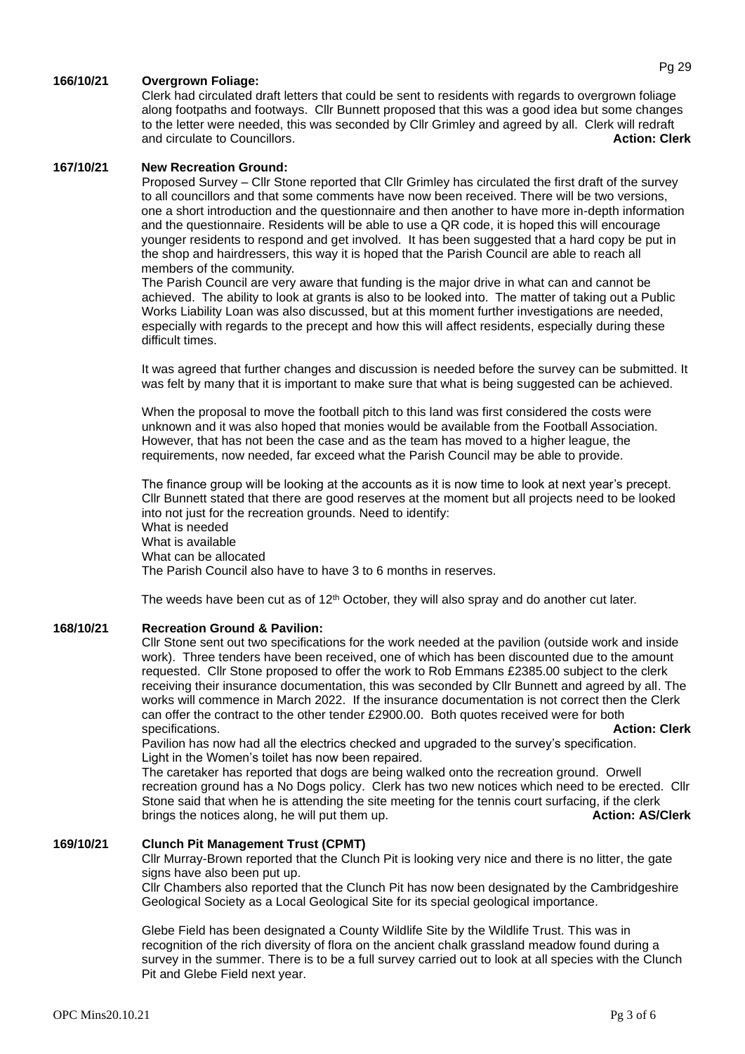**166/10/21 Overgrown Foliage:**

Clerk had circulated draft letters that could be sent to residents with regards to overgrown foliage along footpaths and footways. Cllr Bunnett proposed that this was a good idea but some changes to the letter were needed, this was seconded by Cllr Grimley and agreed by all. Clerk will redraft and circulate to Councillors. **Action: Clerk**

**167/10/21 New Recreation Ground:**

Proposed Survey – Cllr Stone reported that Cllr Grimley has circulated the first draft of the survey to all councillors and that some comments have now been received. There will be two versions, one a short introduction and the questionnaire and then another to have more in-depth information and the questionnaire. Residents will be able to use a QR code, it is hoped this will encourage younger residents to respond and get involved. It has been suggested that a hard copy be put in the shop and hairdressers, this way it is hoped that the Parish Council are able to reach all members of the community.

The Parish Council are very aware that funding is the major drive in what can and cannot be achieved. The ability to look at grants is also to be looked into. The matter of taking out a Public Works Liability Loan was also discussed, but at this moment further investigations are needed, especially with regards to the precept and how this will affect residents, especially during these difficult times.

It was agreed that further changes and discussion is needed before the survey can be submitted. It was felt by many that it is important to make sure that what is being suggested can be achieved.

When the proposal to move the football pitch to this land was first considered the costs were unknown and it was also hoped that monies would be available from the Football Association. However, that has not been the case and as the team has moved to a higher league, the requirements, now needed, far exceed what the Parish Council may be able to provide.

The finance group will be looking at the accounts as it is now time to look at next year's precept. Cllr Bunnett stated that there are good reserves at the moment but all projects need to be looked into not just for the recreation grounds. Need to identify:

What is needed
What is available
What can be allocated
The Parish Council also have to have 3 to 6 months in reserves.

The weeds have been cut as of 12th October, they will also spray and do another cut later.

**168/10/21 Recreation Ground & Pavilion:**

Cllr Stone sent out two specifications for the work needed at the pavilion (outside work and inside work). Three tenders have been received, one of which has been discounted due to the amount requested. Cllr Stone proposed to offer the work to Rob Emmans £2385.00 subject to the clerk receiving their insurance documentation, this was seconded by Cllr Bunnett and agreed by all. The works will commence in March 2022. If the insurance documentation is not correct then the Clerk can offer the contract to the other tender £2900.00. Both quotes received were for both specifications. **Action: Clerk**

Pavilion has now had all the electrics checked and upgraded to the survey's specification.
Light in the Women's toilet has now been repaired.
The caretaker has reported that dogs are being walked onto the recreation ground. Orwell recreation ground has a No Dogs policy. Clerk has two new notices which need to be erected. Cllr Stone said that when he is attending the site meeting for the tennis court surfacing, if the clerk brings the notices along, he will put them up. **Action: AS/Clerk**

**169/10/21 Clunch Pit Management Trust (CPMT)**

Cllr Murray-Brown reported that the Clunch Pit is looking very nice and there is no litter, the gate signs have also been put up.
Cllr Chambers also reported that the Clunch Pit has now been designated by the Cambridgeshire Geological Society as a Local Geological Site for its special geological importance.

Glebe Field has been designated a County Wildlife Site by the Wildlife Trust. This was in recognition of the rich diversity of flora on the ancient chalk grassland meadow found during a survey in the summer. There is to be a full survey carried out to look at all species with the Clunch Pit and Glebe Field next year.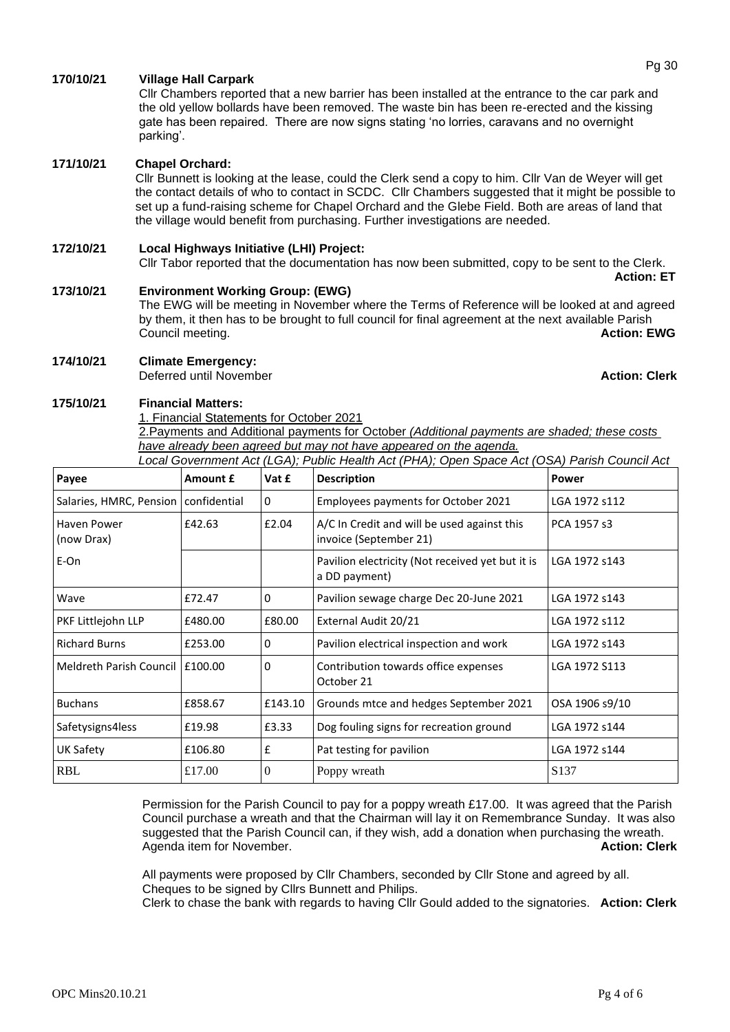**170/10/21 Village Hall Carpark**

Cllr Chambers reported that a new barrier has been installed at the entrance to the car park and the old yellow bollards have been removed. The waste bin has been re-erected and the kissing gate has been repaired. There are now signs stating 'no lorries, caravans and no overnight parking'.

**171/10/21 Chapel Orchard:**

Cllr Bunnett is looking at the lease, could the Clerk send a copy to him. Cllr Van de Weyer will get the contact details of who to contact in SCDC. Cllr Chambers suggested that it might be possible to set up a fund-raising scheme for Chapel Orchard and the Glebe Field. Both are areas of land that the village would benefit from purchasing. Further investigations are needed.

**172/10/21 Local Highways Initiative (LHI) Project:**

Cllr Tabor reported that the documentation has now been submitted, copy to be sent to the Clerk. **Action: ET**

**173/10/21 Environment Working Group: (EWG)**

The EWG will be meeting in November where the Terms of Reference will be looked at and agreed by them, it then has to be brought to full council for final agreement at the next available Parish Council meeting. **Action: EWG**

**174/10/21 Climate Emergency:**

Deferred until November **Action: Clerk**

**175/10/21 Financial Matters:**

1. Financial Statements for October 2021

2.Payments and Additional payments for October *(Additional payments are shaded; these costs have already been agreed but may not have appeared on the agenda.*

*Local Government Act (LGA); Public Health Act (PHA); Open Space Act (OSA) Parish Council Act*

| Payee | Amount £ | Vat £ | Description | Power |
|---|---|---|---|---|
| Salaries, HMRC, Pension | confidential | 0 | Employees payments for October 2021 | LGA 1972 s112 |
| Haven Power (now Drax) | £42.63 | £2.04 | A/C In Credit and will be used against this invoice (September 21) | PCA 1957 s3 |
| E-On | | | Pavilion electricity (Not received yet but it is a DD payment) | LGA 1972 s143 |
| Wave | £72.47 | 0 | Pavilion sewage charge Dec 20-June 2021 | LGA 1972 s143 |
| PKF Littlejohn LLP | £480.00 | £80.00 | External Audit 20/21 | LGA 1972 s112 |
| Richard Burns | £253.00 | 0 | Pavilion electrical inspection and work | LGA 1972 s143 |
| Meldreth Parish Council | £100.00 | 0 | Contribution towards office expenses October 21 | LGA 1972 S113 |
| Buchans | £858.67 | £143.10 | Grounds mtce and hedges September 2021 | OSA 1906 s9/10 |
| Safetysigns4less | £19.98 | £3.33 | Dog fouling signs for recreation ground | LGA 1972 s144 |
| UK Safety | £106.80 | £ | Pat testing for pavilion | LGA 1972 s144 |
| RBL | £17.00 | 0 | Poppy wreath | S137 |

Permission for the Parish Council to pay for a poppy wreath £17.00. It was agreed that the Parish Council purchase a wreath and that the Chairman will lay it on Remembrance Sunday. It was also suggested that the Parish Council can, if they wish, add a donation when purchasing the wreath. Agenda item for November. **Action: Clerk**

All payments were proposed by Cllr Chambers, seconded by Cllr Stone and agreed by all. Cheques to be signed by Cllrs Bunnett and Philips.

Clerk to chase the bank with regards to having Cllr Gould added to the signatories. **Action: Clerk**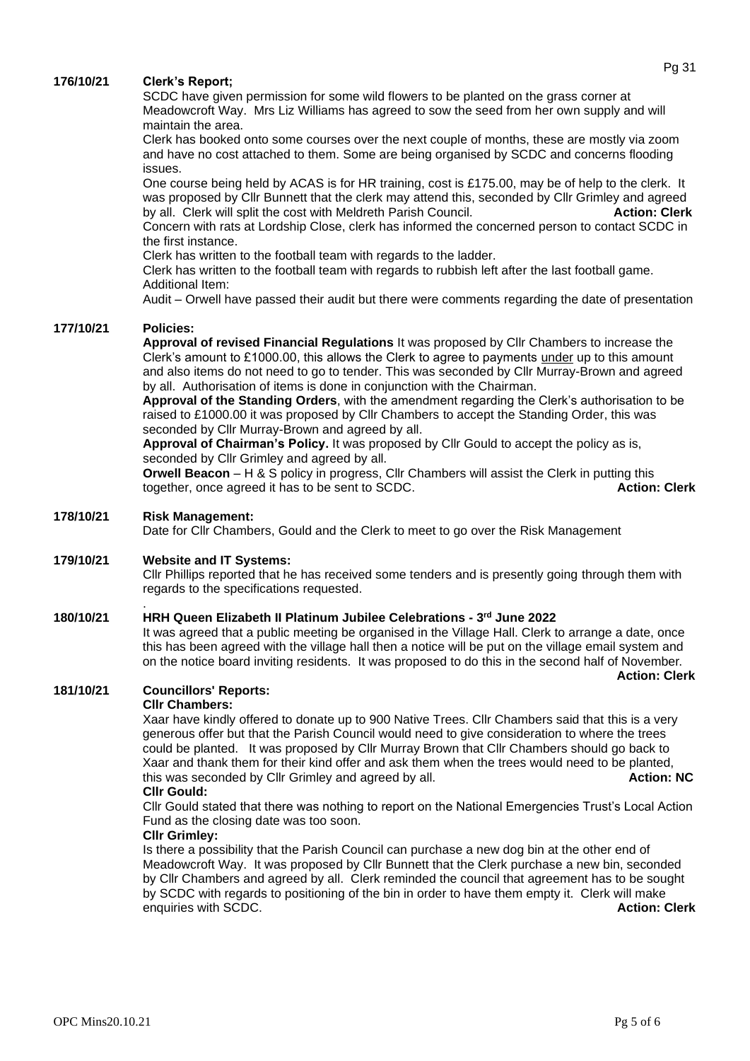**176/10/21 Clerk's Report;**

SCDC have given permission for some wild flowers to be planted on the grass corner at Meadowcroft Way. Mrs Liz Williams has agreed to sow the seed from her own supply and will maintain the area.

Clerk has booked onto some courses over the next couple of months, these are mostly via zoom and have no cost attached to them. Some are being organised by SCDC and concerns flooding issues.

One course being held by ACAS is for HR training, cost is £175.00, may be of help to the clerk. It was proposed by Cllr Bunnett that the clerk may attend this, seconded by Cllr Grimley and agreed by all. Clerk will split the cost with Meldreth Parish Council. **Action: Clerk**

Concern with rats at Lordship Close, clerk has informed the concerned person to contact SCDC in the first instance.

Clerk has written to the football team with regards to the ladder.

Clerk has written to the football team with regards to rubbish left after the last football game.

Additional Item:

Audit – Orwell have passed their audit but there were comments regarding the date of presentation

**177/10/21 Policies:**

**Approval of revised Financial Regulations** It was proposed by Cllr Chambers to increase the Clerk's amount to £1000.00, this allows the Clerk to agree to payments <u>under</u> up to this amount and also items do not need to go to tender. This was seconded by Cllr Murray-Brown and agreed by all. Authorisation of items is done in conjunction with the Chairman.

**Approval of the Standing Orders**, with the amendment regarding the Clerk's authorisation to be raised to £1000.00 it was proposed by Cllr Chambers to accept the Standing Order, this was seconded by Cllr Murray-Brown and agreed by all.

**Approval of Chairman's Policy.** It was proposed by Cllr Gould to accept the policy as is, seconded by Cllr Grimley and agreed by all.

**Orwell Beacon** – H & S policy in progress, Cllr Chambers will assist the Clerk in putting this together, once agreed it has to be sent to SCDC. **Action: Clerk**

**178/10/21 Risk Management:**

Date for Cllr Chambers, Gould and the Clerk to meet to go over the Risk Management

**179/10/21 Website and IT Systems:**

Cllr Phillips reported that he has received some tenders and is presently going through them with regards to the specifications requested.

**180/10/21 HRH Queen Elizabeth II Platinum Jubilee Celebrations - 3rd June 2022**

It was agreed that a public meeting be organised in the Village Hall. Clerk to arrange a date, once this has been agreed with the village hall then a notice will be put on the village email system and on the notice board inviting residents. It was proposed to do this in the second half of November. **Action: Clerk**

**181/10/21 Councillors' Reports:**

**Cllr Chambers:**

Xaar have kindly offered to donate up to 900 Native Trees. Cllr Chambers said that this is a very generous offer but that the Parish Council would need to give consideration to where the trees could be planted. It was proposed by Cllr Murray Brown that Cllr Chambers should go back to Xaar and thank them for their kind offer and ask them when the trees would need to be planted, this was seconded by Cllr Grimley and agreed by all. **Action: NC**

**Cllr Gould:**

Cllr Gould stated that there was nothing to report on the National Emergencies Trust's Local Action Fund as the closing date was too soon.

**Cllr Grimley:**

Is there a possibility that the Parish Council can purchase a new dog bin at the other end of Meadowcroft Way. It was proposed by Cllr Bunnett that the Clerk purchase a new bin, seconded by Cllr Chambers and agreed by all. Clerk reminded the council that agreement has to be sought by SCDC with regards to positioning of the bin in order to have them empty it. Clerk will make enquiries with SCDC. **Action: Clerk**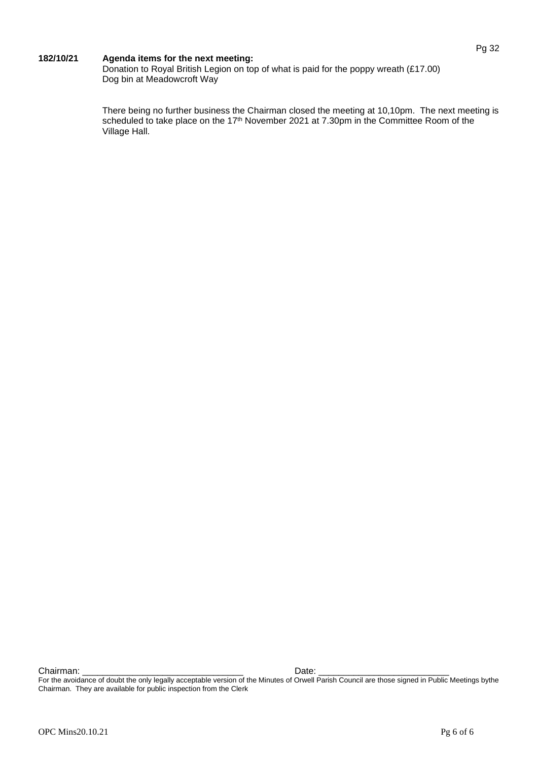**182/10/21 Agenda items for the next meeting:**

Donation to Royal British Legion on top of what is paid for the poppy wreath (£17.00)
Dog bin at Meadowcroft Way

There being no further business the Chairman closed the meeting at 10,10pm. The next meeting is scheduled to take place on the 17th November 2021 at 7.30pm in the Committee Room of the Village Hall.

Chairman: _________________________________ Date: ___________________________

For the avoidance of doubt the only legally acceptable version of the Minutes of Orwell Parish Council are those signed in Public Meetings bythe Chairman. They are available for public inspection from the Clerk